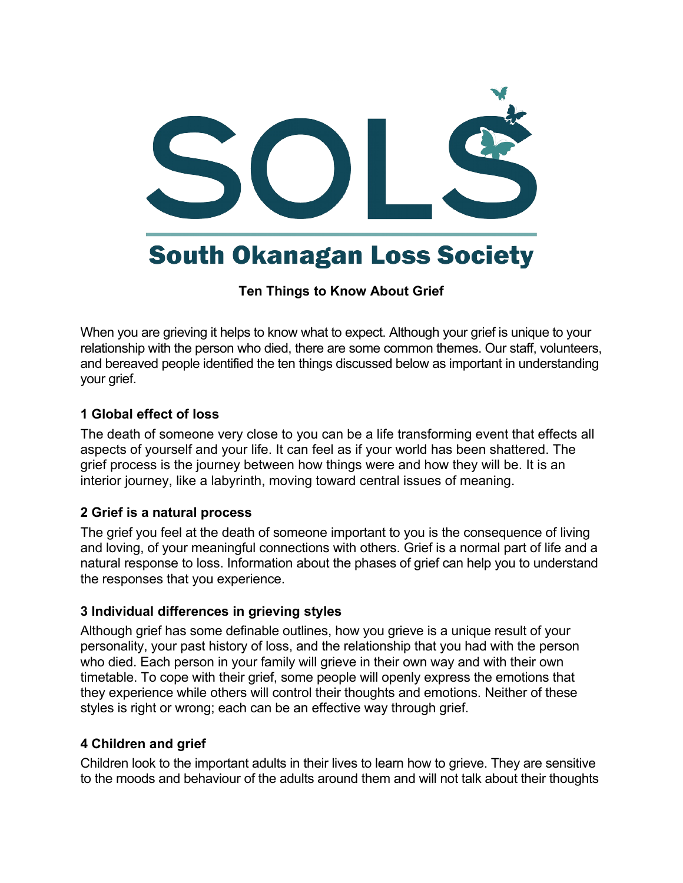# SOLS

## South Okanagan Loss Society

**Ten Things to Know About Grief**

When you are grieving it helps to know what to expect. Although your grief is unique to your relationship with the person who died, there are some common themes. Our staff, volunteers, and bereaved people identified the ten things discussed below as important in understanding your grief.

### 1 Global effect of loss

The death of someone very close to you can be a life transforming event that effects all aspects of yourself and your life. It can feel as if your world has been shattered. The grief process is the journey between how things were and how they will be. It is an interior journey, like a labyrinth, moving toward central issues of meaning.

### 2 Grief is a natural process

The grief you feel at the death of someone important to you is the consequence of living and loving, of your meaningful connections with others. Grief is a normal part of life and a natural response to loss. Information about the phases of grief can help you to understand the responses that you experience.

### 3 Individual differences in grieving styles

Although grief has some definable outlines, how you grieve is a unique result of your personality, your past history of loss, and the relationship that you had with the person who died. Each person in your family will grieve in their own way and with their own timetable. To cope with their grief, some people will openly express the emotions that they experience while others will control their thoughts and emotions. Neither of these styles is right or wrong; each can be an effective way through grief.

### 4 Children and grief

Children look to the important adults in their lives to learn how to grieve. They are sensitive to the moods and behaviour of the adults around them and will not talk about their thoughts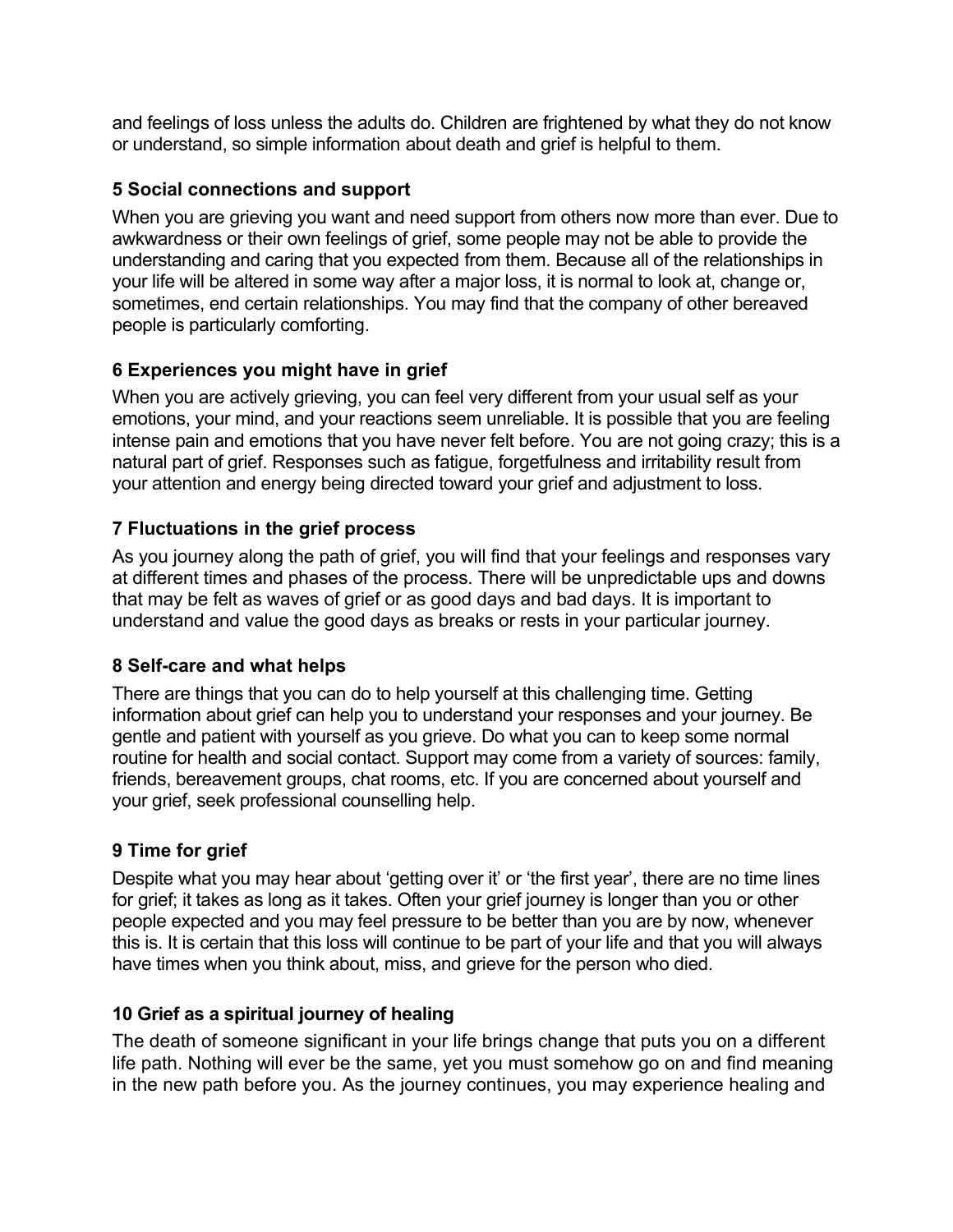and feelings of loss unless the adults do. Children are frightened by what they do not know or understand, so simple information about death and grief is helpful to them.

### 5 Social connections and support

When you are grieving you want and need support from others now more than ever. Due to awkwardness or their own feelings of grief, some people may not be able to provide the understanding and caring that you expected from them. Because all of the relationships in your life will be altered in some way after a major loss, it is normal to look at, change or, sometimes, end certain relationships. You may find that the company of other bereaved people is particularly comforting.

### 6 Experiences you might have in grief

When you are actively grieving, you can feel very different from your usual self as your emotions, your mind, and your reactions seem unreliable. It is possible that you are feeling intense pain and emotions that you have never felt before. You are not going crazy; this is a natural part of grief. Responses such as fatigue, forgetfulness and irritability result from your attention and energy being directed toward your grief and adjustment to loss.

### 7 Fluctuations in the grief process

As you journey along the path of grief, you will find that your feelings and responses vary at different times and phases of the process. There will be unpredictable ups and downs that may be felt as waves of grief or as good days and bad days. It is important to understand and value the good days as breaks or rests in your particular journey.

### 8 Self-care and what helps

There are things that you can do to help yourself at this challenging time. Getting information about grief can help you to understand your responses and your journey. Be gentle and patient with yourself as you grieve. Do what you can to keep some normal routine for health and social contact. Support may come from a variety of sources: family, friends, bereavement groups, chat rooms, etc. If you are concerned about yourself and your grief, seek professional counselling help.

### 9 Time for grief

Despite what you may hear about 'getting over it' or 'the first year', there are no time lines for grief; it takes as long as it takes. Often your grief journey is longer than you or other people expected and you may feel pressure to be better than you are by now, whenever this is. It is certain that this loss will continue to be part of your life and that you will always have times when you think about, miss, and grieve for the person who died.

### 10 Grief as a spiritual journey of healing

The death of someone significant in your life brings change that puts you on a different life path. Nothing will ever be the same, yet you must somehow go on and find meaning in the new path before you. As the journey continues, you may experience healing and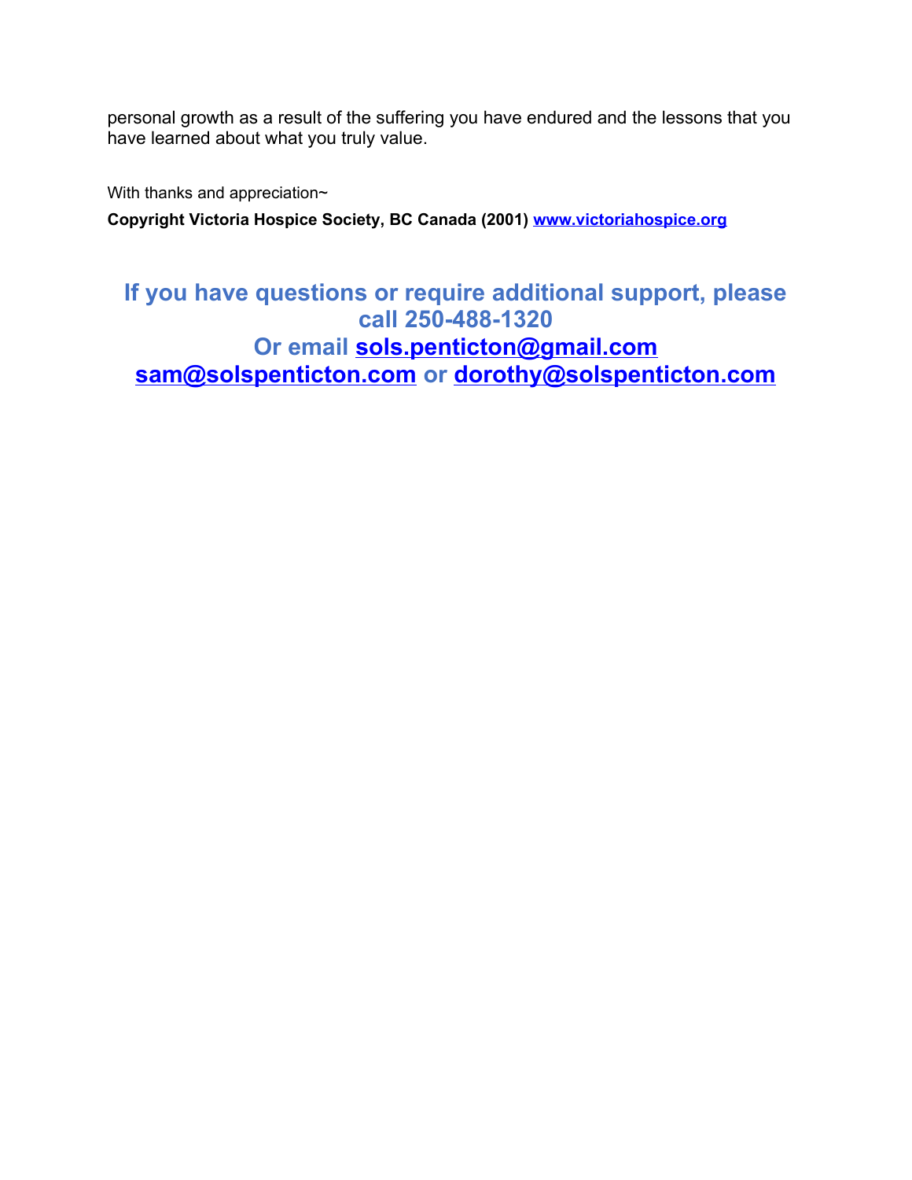personal growth as a result of the suffering you have endured and the lessons that you have learned about what you truly value.

With thanks and appreciation~

**Copyright Victoria Hospice Society, BC Canada (2001) [www.victoriahospice.org](http://www.victoriahospice.org)**

## If you have questions or require additional support, please call 250-488-1320
## Or email [sols.penticton@gmail.com](mailto:sols.penticton@gmail.com) [sam@solspenticton.com](mailto:sam@solspenticton.com) or [dorothy@solspenticton.com](mailto:dorothy@solspenticton.com)